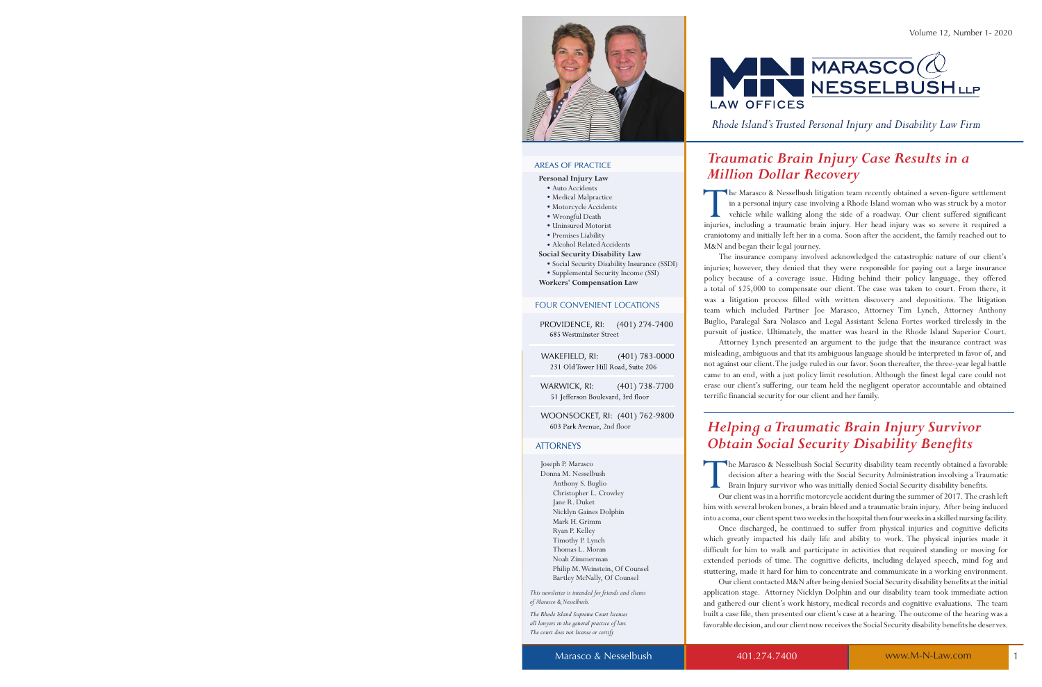# MARASCO & NESSELBUSH LLP

LAW OFFICES

*Rhode Island's Trusted Personal Injury and Disability Law Firm*

AREAS OF PRACTICE

**Personal Injury Law**

- Auto Accidents
- Medical Malpractice
- Motorcycle Accidents
- Wrongful Death
- Uninsured Motorist
- Premises Liability
- Alcohol Related Accidents

**Social Security Disability Law**

- Social Security Disability Insurance (SSDI)
- Supplemental Security Income (SSI)

**Workers' Compensation Law**

FOUR CONVENIENT LOCATIONS

PROVIDENCE, RI: (401) 274-7400
685 Westminster Street

WAKEFIELD, RI: (401) 783-0000
231 Old Tower Hill Road, Suite 206

WARWICK, RI: (401) 738-7700
51 Jefferson Boulevard, 3rd floor

WOONSOCKET, RI: (401) 762-9800
603 Park Avenue, 2nd floor

ATTORNEYS

Joseph P. Marasco
Donna M. Nesselbush
Anthony S. Buglio
Christopher L. Crowley
Jane R. Duket
Nicklyn Gaines Dolphin
Mark H. Grimm
Ryan P. Kelley
Timothy P. Lynch
Thomas L. Moran
Noah Zimmerman
Philip M. Weinstein, Of Counsel
Bartley McNally, Of Counsel

*This newsletter is intended for friends and clients of Marasco & Nesselbush.*

*The Rhode Island Supreme Court licenses all lawyers in the general practice of law. The court does not license or certify*

## *Traumatic Brain Injury Case Results in a Million Dollar Recovery*

The Marasco & Nesselbush litigation team recently obtained a seven-figure settlement in a personal injury case involving a Rhode Island woman who was struck by a motor vehicle while walking along the side of a roadway. Our client suffered significant injuries, including a traumatic brain injury. Her head injury was so severe it required a craniotomy and initially left her in a coma. Soon after the accident, the family reached out to M&N and began their legal journey.

The insurance company involved acknowledged the catastrophic nature of our client's injuries; however, they denied that they were responsible for paying out a large insurance policy because of a coverage issue. Hiding behind their policy language, they offered a total of $25,000 to compensate our client. The case was taken to court. From there, it was a litigation process filled with written discovery and depositions. The litigation team which included Partner Joe Marasco, Attorney Tim Lynch, Attorney Anthony Buglio, Paralegal Sara Nolasco and Legal Assistant Selena Fortes worked tirelessly in the pursuit of justice. Ultimately, the matter was heard in the Rhode Island Superior Court.

Attorney Lynch presented an argument to the judge that the insurance contract was misleading, ambiguous and that its ambiguous language should be interpreted in favor of, and not against our client. The judge ruled in our favor. Soon thereafter, the three-year legal battle came to an end, with a just policy limit resolution. Although the finest legal care could not erase our client's suffering, our team held the negligent operator accountable and obtained terrific financial security for our client and her family.

## *Helping a Traumatic Brain Injury Survivor Obtain Social Security Disability Benefits*

The Marasco & Nesselbush Social Security disability team recently obtained a favorable decision after a hearing with the Social Security Administration involving a Traumatic Brain Injury survivor who was initially denied Social Security disability benefits.

Our client was in a horrific motorcycle accident during the summer of 2017. The crash left him with several broken bones, a brain bleed and a traumatic brain injury. After being induced into a coma, our client spent two weeks in the hospital then four weeks in a skilled nursing facility.

Once discharged, he continued to suffer from physical injuries and cognitive deficits which greatly impacted his daily life and ability to work. The physical injuries made it difficult for him to walk and participate in activities that required standing or moving for extended periods of time. The cognitive deficits, including delayed speech, mind fog and stuttering, made it hard for him to concentrate and communicate in a working environment.

Our client contacted M&N after being denied Social Security disability benefits at the initial application stage. Attorney Nicklyn Dolphin and our disability team took immediate action and gathered our client's work history, medical records and cognitive evaluations. The team built a case file, then presented our client's case at a hearing. The outcome of the hearing was a favorable decision, and our client now receives the Social Security disability benefits he deserves.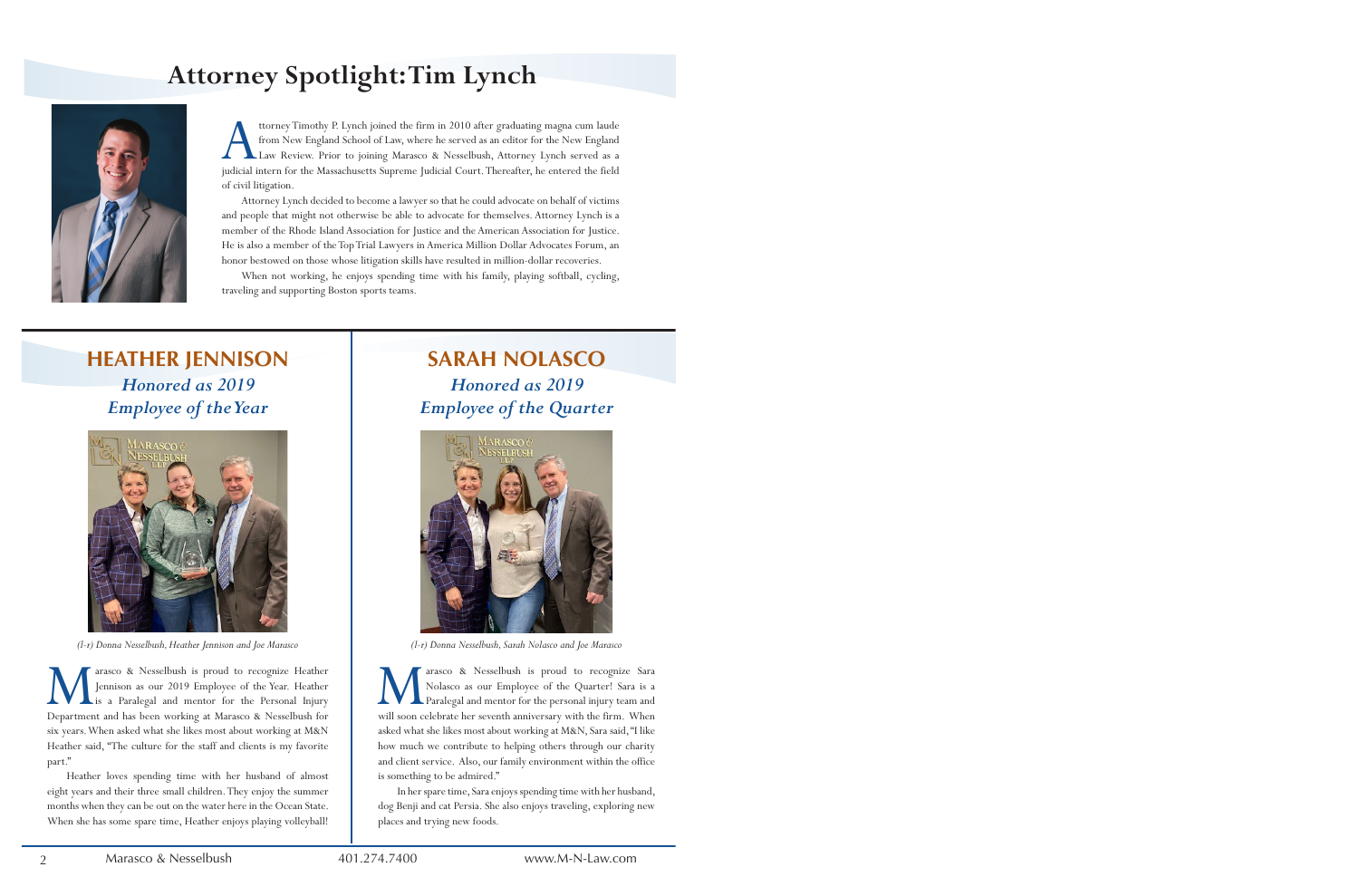# Attorney Spotlight: Tim Lynch

Attorney Timothy P. Lynch joined the firm in 2010 after graduating magna cum laude from New England School of Law, where he served as an editor for the New England Law Review. Prior to joining Marasco & Nesselbush, Attorney Lynch served as a judicial intern for the Massachusetts Supreme Judicial Court. Thereafter, he entered the field of civil litigation.

Attorney Lynch decided to become a lawyer so that he could advocate on behalf of victims and people that might not otherwise be able to advocate for themselves. Attorney Lynch is a member of the Rhode Island Association for Justice and the American Association for Justice. He is also a member of the Top Trial Lawyers in America Million Dollar Advocates Forum, an honor bestowed on those whose litigation skills have resulted in million-dollar recoveries.

When not working, he enjoys spending time with his family, playing softball, cycling, traveling and supporting Boston sports teams.

## HEATHER JENNISON

### *Honored as 2019 Employee of the Year*

*(l-r) Donna Nesselbush, Heather Jennison and Joe Marasco*

Marasco & Nesselbush is proud to recognize Heather Jennison as our 2019 Employee of the Year. Heather is a Paralegal and mentor for the Personal Injury Department and has been working at Marasco & Nesselbush for six years. When asked what she likes most about working at M&N Heather said, "The culture for the staff and clients is my favorite part."

Heather loves spending time with her husband of almost eight years and their three small children. They enjoy the summer months when they can be out on the water here in the Ocean State. When she has some spare time, Heather enjoys playing volleyball!

## SARAH NOLASCO

### *Honored as 2019 Employee of the Quarter*

*(l-r) Donna Nesselbush, Sarah Nolasco and Joe Marasco*

Marasco & Nesselbush is proud to recognize Sara Nolasco as our Employee of the Quarter! Sara is a Paralegal and mentor for the personal injury team and will soon celebrate her seventh anniversary with the firm. When asked what she likes most about working at M&N, Sara said, "I like how much we contribute to helping others through our charity and client service. Also, our family environment within the office is something to be admired."

In her spare time, Sara enjoys spending time with her husband, dog Benji and cat Persia. She also enjoys traveling, exploring new places and trying new foods.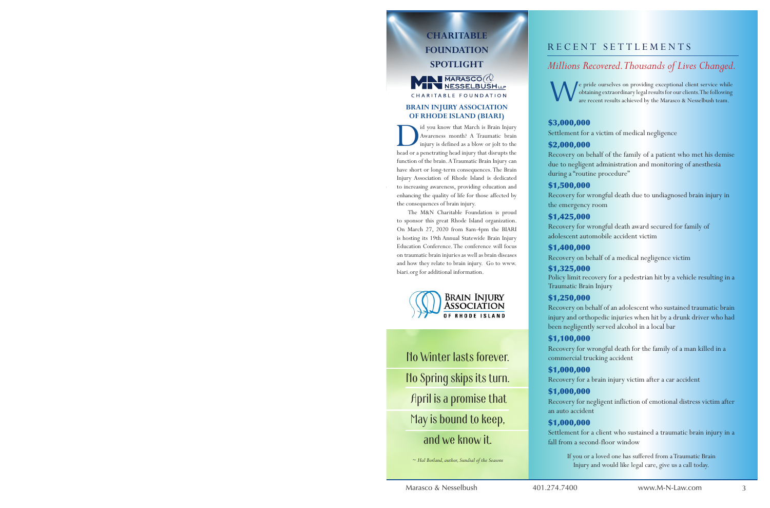## CHARITABLE FOUNDATION SPOTLIGHT

MARASCO & NESSELBUSH LLP
CHARITABLE FOUNDATION

### BRAIN INJURY ASSOCIATION OF RHODE ISLAND (BIARI)

Did you know that March is Brain Injury Awareness month? A Traumatic brain injury is defined as a blow or jolt to the head or a penetrating head injury that disrupts the function of the brain. A Traumatic Brain Injury can have short or long-term consequences. The Brain Injury Association of Rhode Island is dedicated to increasing awareness, providing education and enhancing the quality of life for those affected by the consequences of brain injury.

The M&N Charitable Foundation is proud to sponsor this great Rhode Island organization. On March 27, 2020 from 8am-4pm the BIARI is hosting its 19th Annual Statewide Brain Injury Education Conference. The conference will focus on traumatic brain injuries as well as brain diseases and how they relate to brain injury. Go to www.biari.org for additional information.

BRAIN INJURY ASSOCIATION OF RHODE ISLAND

No Winter lasts forever.
No Spring skips its turn.
April is a promise that
May is bound to keep,
and we know it.

*~ Hal Borland, author, Sundial of the Seasons*

## RECENT SETTLEMENTS

*Millions Recovered. Thousands of Lives Changed.*

We pride ourselves on providing exceptional client service while obtaining extraordinary legal results for our clients. The following are recent results achieved by the Marasco & Nesselbush team.

**$3,000,000**
Settlement for a victim of medical negligence

**$2,000,000**
Recovery on behalf of the family of a patient who met his demise due to negligent administration and monitoring of anesthesia during a "routine procedure"

**$1,500,000**
Recovery for wrongful death due to undiagnosed brain injury in the emergency room

**$1,425,000**
Recovery for wrongful death award secured for family of adolescent automobile accident victim

**$1,400,000**
Recovery on behalf of a medical negligence victim

**$1,325,000**
Policy limit recovery for a pedestrian hit by a vehicle resulting in a Traumatic Brain Injury

**$1,250,000**
Recovery on behalf of an adolescent who sustained traumatic brain injury and orthopedic injuries when hit by a drunk driver who had been negligently served alcohol in a local bar

**$1,100,000**
Recovery for wrongful death for the family of a man killed in a commercial trucking accident

**$1,000,000**
Recovery for a brain injury victim after a car accident

**$1,000,000**
Recovery for negligent infliction of emotional distress victim after an auto accident

**$1,000,000**
Settlement for a client who sustained a traumatic brain injury in a fall from a second-floor window

If you or a loved one has suffered from a Traumatic Brain Injury and would like legal care, give us a call today.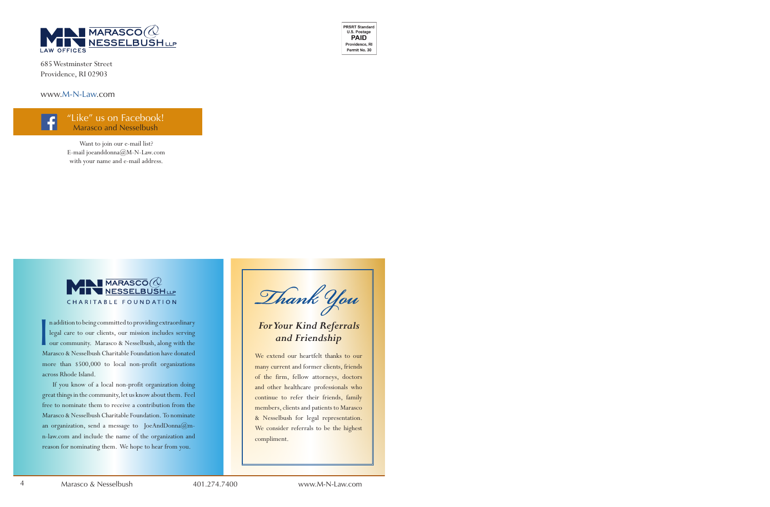MARASCO & NESSELBUSH LLP
LAW OFFICES

685 Westminster Street
Providence, RI 02903

www.M-N-Law.com

PRSRT Standard
U.S. Postage
PAID
Providence, RI
Permit No. 30

"Like" us on Facebook!
Marasco and Nesselbush

Want to join our e-mail list?
E-mail joeanddonna@M-N-Law.com
with your name and e-mail address.

## MARASCO & NESSELBUSH LLP CHARITABLE FOUNDATION

In addition to being committed to providing extraordinary legal care to our clients, our mission includes serving our community. Marasco & Nesselbush, along with the Marasco & Nesselbush Charitable Foundation have donated more than $500,000 to local non-profit organizations across Rhode Island.

If you know of a local non-profit organization doing great things in the community, let us know about them. Feel free to nominate them to receive a contribution from the Marasco & Nesselbush Charitable Foundation. To nominate an organization, send a message to JoeAndDonna@m-n-law.com and include the name of the organization and reason for nominating them. We hope to hear from you.

## *Thank You*

### *For Your Kind Referrals and Friendship*

We extend our heartfelt thanks to our many current and former clients, friends of the firm, fellow attorneys, doctors and other healthcare professionals who continue to refer their friends, family members, clients and patients to Marasco & Nesselbush for legal representation. We consider referrals to be the highest compliment.